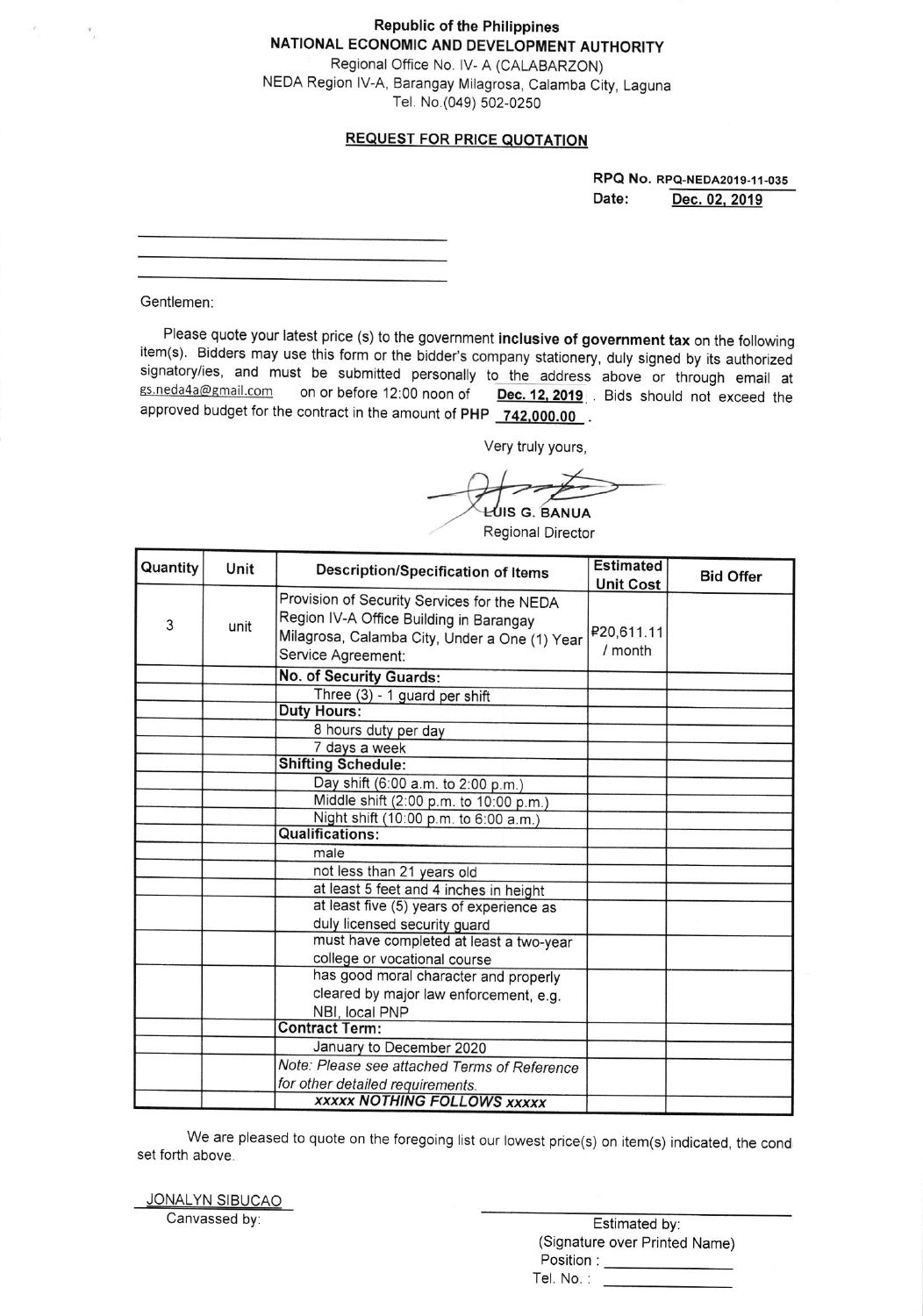Republic of the Philippines

**NATIONAL ECONOMIC AND DEVELOPMENT AUTHORITY**

Regional Office No. IV- A (CALABARZON)

NEDA Region IV-A, Barangay Milagrosa, Calamba City, Laguna

Tel. No.(049) 502-0250

## REQUEST FOR PRICE QUOTATION

**RPQ No.** RPQ-NEDA2019-11-035

**Date:** Dec. 02, 2019

\_\_\_\_\_\_\_\_\_\_\_\_\_\_\_\_\_\_\_\_\_\_\_\_\_\_\_\_\_\_

\_\_\_\_\_\_\_\_\_\_\_\_\_\_\_\_\_\_\_\_\_\_\_\_\_\_\_\_\_\_

\_\_\_\_\_\_\_\_\_\_\_\_\_\_\_\_\_\_\_\_\_\_\_\_\_\_\_\_\_\_

Gentlemen:

Please quote your latest price (s) to the government **inclusive of government tax** on the following item(s). Bidders may use this form or the bidder's company stationery, duly signed by its authorized signatory/ies, and must be submitted personally to the address above or through email at gs.neda4a@gmail.com on or before 12:00 noon of **Dec. 12, 2019**. Bids should not exceed the approved budget for the contract in the amount of **PHP 742,000.00**.

Very truly yours,

LUIS G. BANUA

Regional Director

| Quantity | Unit | Description/Specification of Items | Estimated Unit Cost | Bid Offer |
|---|---|---|---|---|
| 3 | unit | Provision of Security Services for the NEDA Region IV-A Office Building in Barangay Milagrosa, Calamba City, Under a One (1) Year Service Agreement: | ₱20,611.11 / month | |
| | | **No. of Security Guards:** | | |
| | | Three (3) - 1 guard per shift | | |
| | | **Duty Hours:** | | |
| | | 8 hours duty per day | | |
| | | 7 days a week | | |
| | | **Shifting Schedule:** | | |
| | | Day shift (6:00 a.m. to 2:00 p.m.) | | |
| | | Middle shift (2:00 p.m. to 10:00 p.m.) | | |
| | | Night shift (10:00 p.m. to 6:00 a.m.) | | |
| | | **Qualifications:** | | |
| | | male | | |
| | | not less than 21 years old | | |
| | | at least 5 feet and 4 inches in height | | |
| | | at least five (5) years of experience as duly licensed security guard | | |
| | | must have completed at least a two-year college or vocational course | | |
| | | has good moral character and properly cleared by major law enforcement, e.g. NBI, local PNP | | |
| | | **Contract Term:** | | |
| | | January to December 2020 | | |
| | | *Note: Please see attached Terms of Reference for other detailed requirements.* | | |
| | | ***xxxxx NOTHING FOLLOWS xxxxx*** | | |

We are pleased to quote on the foregoing list our lowest price(s) on item(s) indicated, the cond set forth above.

JONALYN SIBUCAO

Canvassed by:

\_\_\_\_\_\_\_\_\_\_\_\_\_\_\_\_\_\_\_\_\_\_\_\_\_\_\_\_\_\_

Estimated by:

(Signature over Printed Name)

Position : \_\_\_\_\_\_\_\_\_\_\_\_\_\_

Tel. No. : \_\_\_\_\_\_\_\_\_\_\_\_\_\_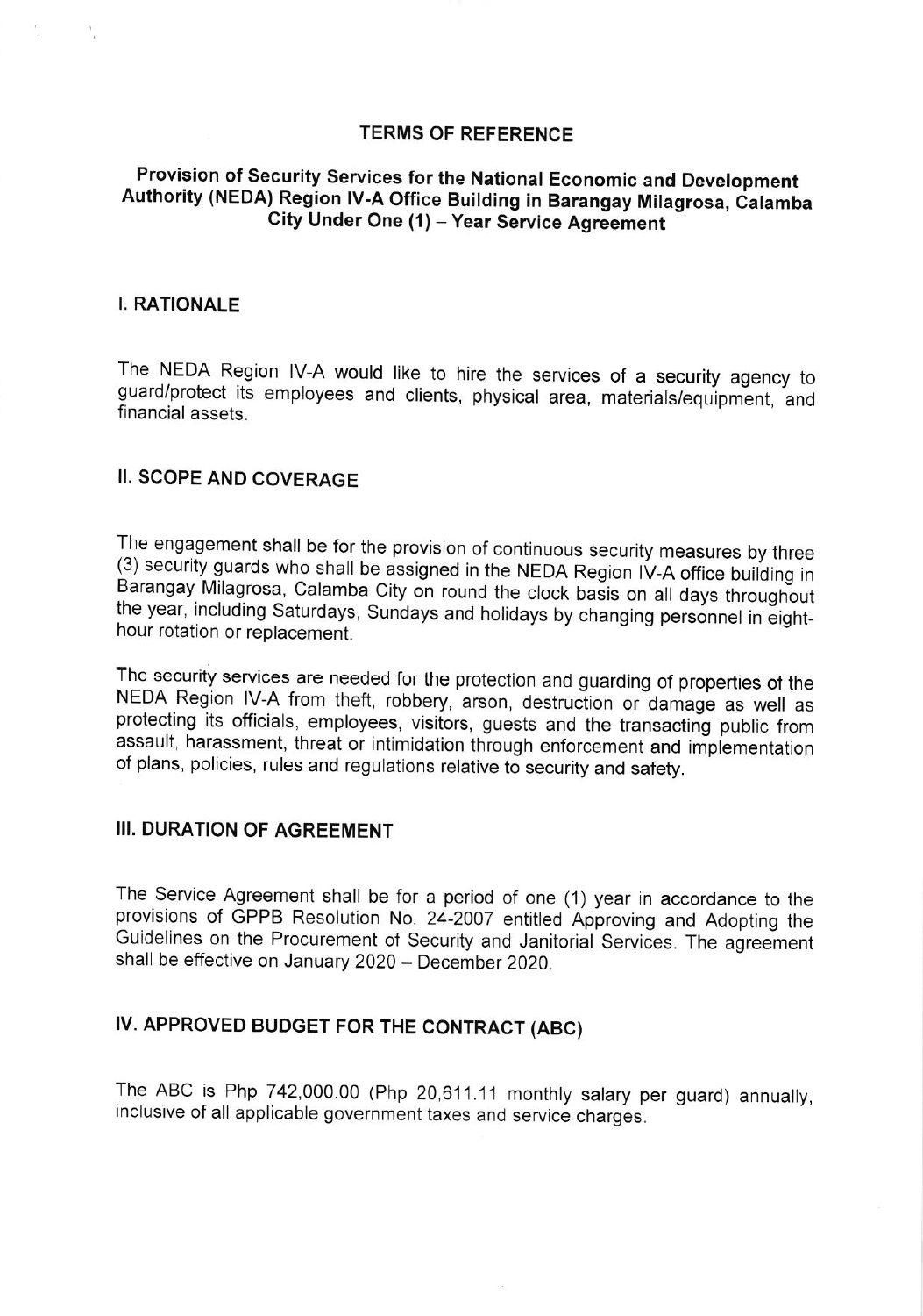# TERMS OF REFERENCE

## Provision of Security Services for the National Economic and Development Authority (NEDA) Region IV-A Office Building in Barangay Milagrosa, Calamba City Under One (1) – Year Service Agreement

### I. RATIONALE

The NEDA Region IV-A would like to hire the services of a security agency to guard/protect its employees and clients, physical area, materials/equipment, and financial assets.

### II. SCOPE AND COVERAGE

The engagement shall be for the provision of continuous security measures by three (3) security guards who shall be assigned in the NEDA Region IV-A office building in Barangay Milagrosa, Calamba City on round the clock basis on all days throughout the year, including Saturdays, Sundays and holidays by changing personnel in eight-hour rotation or replacement.

The security services are needed for the protection and guarding of properties of the NEDA Region IV-A from theft, robbery, arson, destruction or damage as well as protecting its officials, employees, visitors, guests and the transacting public from assault, harassment, threat or intimidation through enforcement and implementation of plans, policies, rules and regulations relative to security and safety.

### III. DURATION OF AGREEMENT

The Service Agreement shall be for a period of one (1) year in accordance to the provisions of GPPB Resolution No. 24-2007 entitled Approving and Adopting the Guidelines on the Procurement of Security and Janitorial Services. The agreement shall be effective on January 2020 – December 2020.

### IV. APPROVED BUDGET FOR THE CONTRACT (ABC)

The ABC is Php 742,000.00 (Php 20,611.11 monthly salary per guard) annually, inclusive of all applicable government taxes and service charges.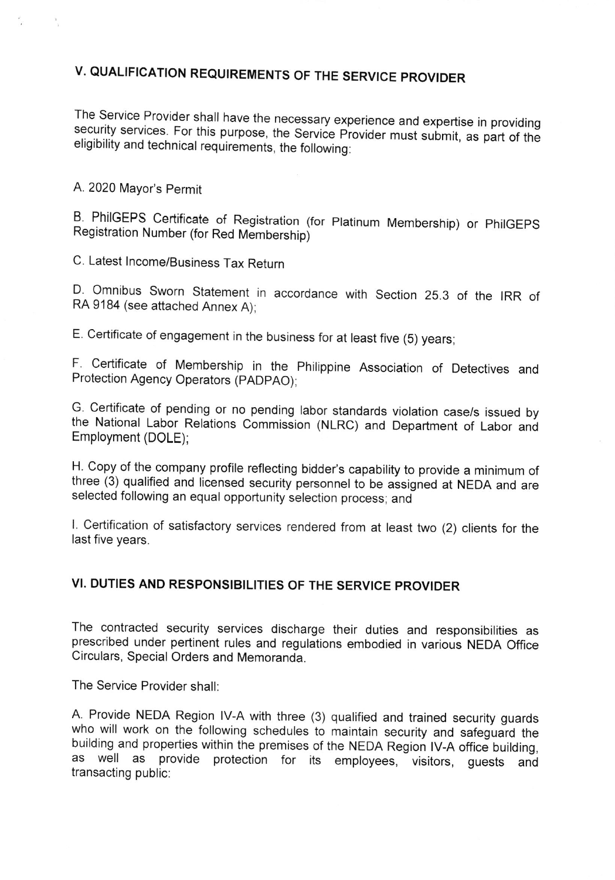## V. QUALIFICATION REQUIREMENTS OF THE SERVICE PROVIDER

The Service Provider shall have the necessary experience and expertise in providing security services. For this purpose, the Service Provider must submit, as part of the eligibility and technical requirements, the following:

A. 2020 Mayor's Permit

B. PhilGEPS Certificate of Registration (for Platinum Membership) or PhilGEPS Registration Number (for Red Membership)

C. Latest Income/Business Tax Return

D. Omnibus Sworn Statement in accordance with Section 25.3 of the IRR of RA 9184 (see attached Annex A);

E. Certificate of engagement in the business for at least five (5) years;

F. Certificate of Membership in the Philippine Association of Detectives and Protection Agency Operators (PADPAO);

G. Certificate of pending or no pending labor standards violation case/s issued by the National Labor Relations Commission (NLRC) and Department of Labor and Employment (DOLE);

H. Copy of the company profile reflecting bidder's capability to provide a minimum of three (3) qualified and licensed security personnel to be assigned at NEDA and are selected following an equal opportunity selection process; and

I. Certification of satisfactory services rendered from at least two (2) clients for the last five years.

## VI. DUTIES AND RESPONSIBILITIES OF THE SERVICE PROVIDER

The contracted security services discharge their duties and responsibilities as prescribed under pertinent rules and regulations embodied in various NEDA Office Circulars, Special Orders and Memoranda.

The Service Provider shall:

A. Provide NEDA Region IV-A with three (3) qualified and trained security guards who will work on the following schedules to maintain security and safeguard the building and properties within the premises of the NEDA Region IV-A office building, as well as provide protection for its employees, visitors, guests and transacting public: